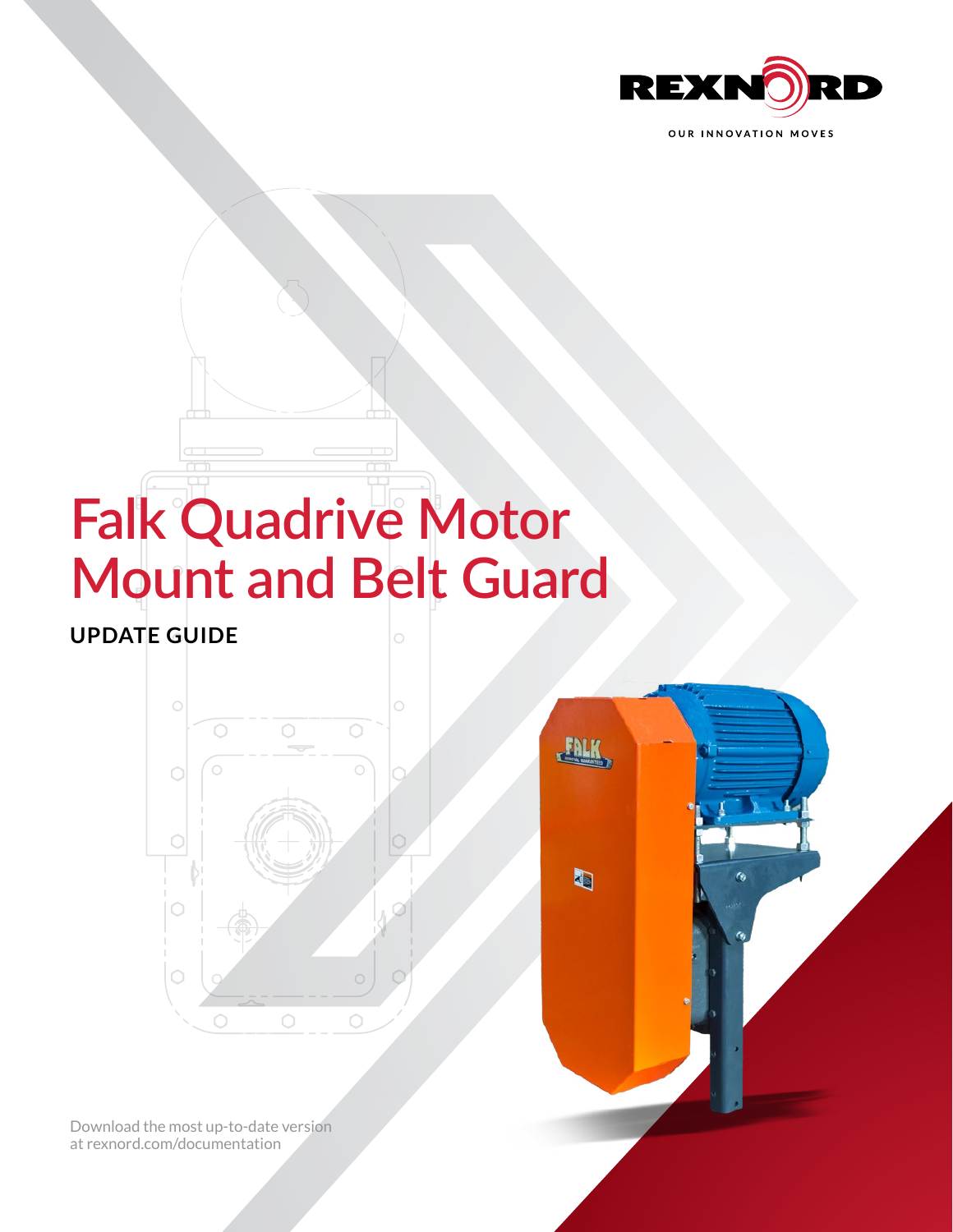REXNORD

OUR INNOVATION MOVES

# Falk Quadrive Motor Mount and Belt Guard

## UPDATE GUIDE

Download the most up-to-date version at rexnord.com/documentation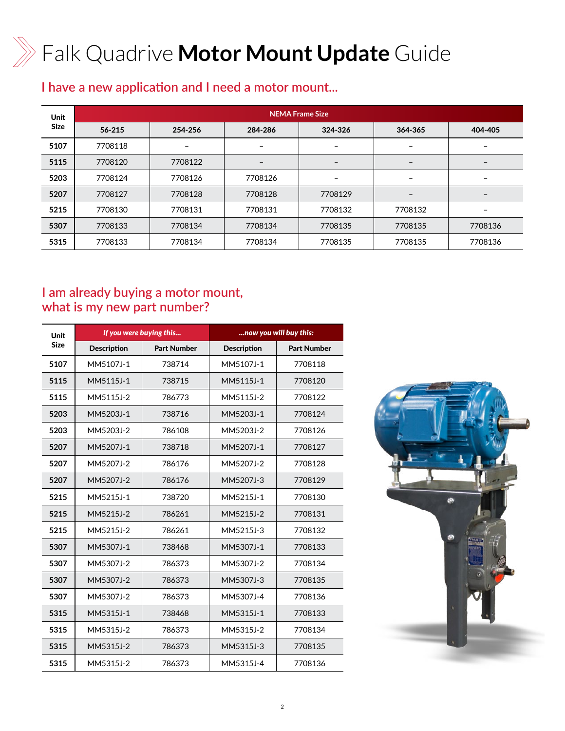# Falk Quadrive **Motor Mount Update** Guide

## I have a new application and I need a motor mount...

| Unit Size | NEMA Frame Size | | | | | |
|---|---|---|---|---|---|---|
| | 56-215 | 254-256 | 284-286 | 324-326 | 364-365 | 404-405 |
| **5107** | 7708118 | – | – | – | – | – |
| **5115** | 7708120 | 7708122 | – | – | – | – |
| **5203** | 7708124 | 7708126 | 7708126 | – | – | – |
| **5207** | 7708127 | 7708128 | 7708128 | 7708129 | – | – |
| **5215** | 7708130 | 7708131 | 7708131 | 7708132 | 7708132 | – |
| **5307** | 7708133 | 7708134 | 7708134 | 7708135 | 7708135 | 7708136 |
| **5315** | 7708133 | 7708134 | 7708134 | 7708135 | 7708135 | 7708136 |

## I am already buying a motor mount, what is my new part number?

| Unit Size | *If you were buying this...* | | *...now you will buy this:* | |
|---|---|---|---|---|
| | Description | Part Number | Description | Part Number |
| **5107** | MM5107J-1 | 738714 | MM5107J-1 | 7708118 |
| **5115** | MM5115J-1 | 738715 | MM5115J-1 | 7708120 |
| **5115** | MM5115J-2 | 786773 | MM5115J-2 | 7708122 |
| **5203** | MM5203J-1 | 738716 | MM5203J-1 | 7708124 |
| **5203** | MM5203J-2 | 786108 | MM5203J-2 | 7708126 |
| **5207** | MM5207J-1 | 738718 | MM5207J-1 | 7708127 |
| **5207** | MM5207J-2 | 786176 | MM5207J-2 | 7708128 |
| **5207** | MM5207J-2 | 786176 | MM5207J-3 | 7708129 |
| **5215** | MM5215J-1 | 738720 | MM5215J-1 | 7708130 |
| **5215** | MM5215J-2 | 786261 | MM5215J-2 | 7708131 |
| **5215** | MM5215J-2 | 786261 | MM5215J-3 | 7708132 |
| **5307** | MM5307J-1 | 738468 | MM5307J-1 | 7708133 |
| **5307** | MM5307J-2 | 786373 | MM5307J-2 | 7708134 |
| **5307** | MM5307J-2 | 786373 | MM5307J-3 | 7708135 |
| **5307** | MM5307J-2 | 786373 | MM5307J-4 | 7708136 |
| **5315** | MM5315J-1 | 738468 | MM5315J-1 | 7708133 |
| **5315** | MM5315J-2 | 786373 | MM5315J-2 | 7708134 |
| **5315** | MM5315J-2 | 786373 | MM5315J-3 | 7708135 |
| **5315** | MM5315J-2 | 786373 | MM5315J-4 | 7708136 |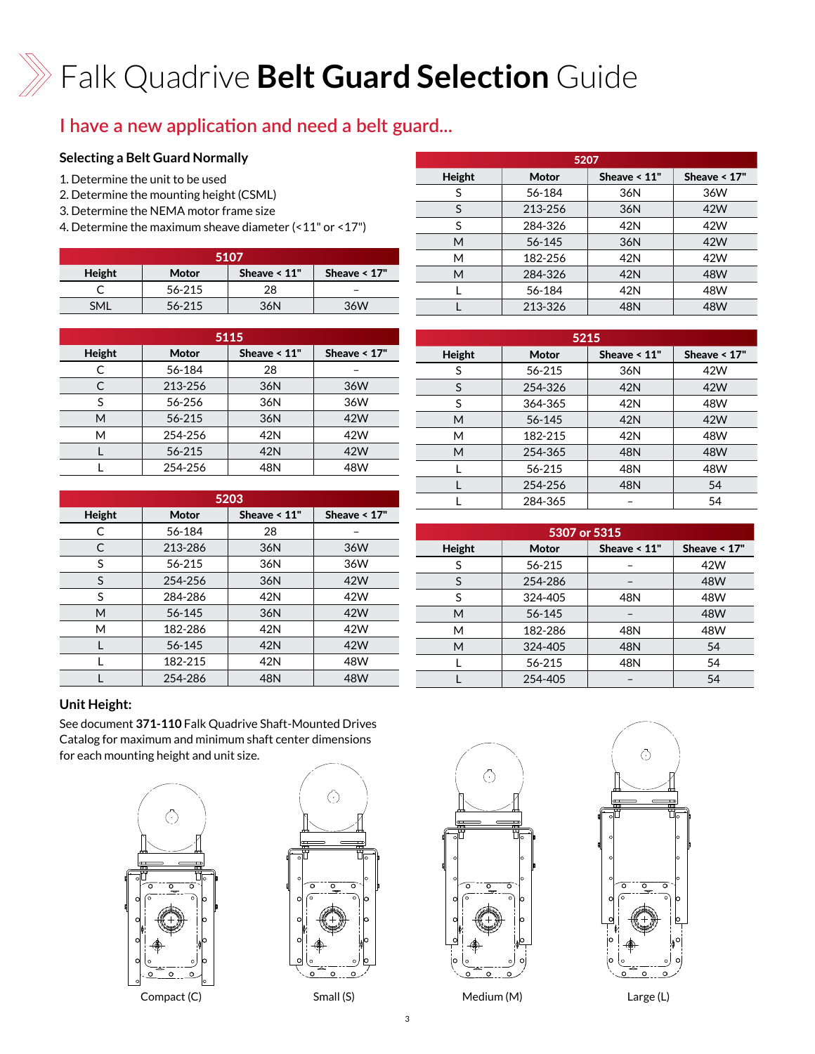# Falk Quadrive **Belt Guard Selection** Guide

## I have a new application and need a belt guard...

### Selecting a Belt Guard Normally

1. Determine the unit to be used
2. Determine the mounting height (CSML)
3. Determine the NEMA motor frame size
4. Determine the maximum sheave diameter (<11" or <17")

| 5107 | | | |
|---|---|---|---|
| **Height** | **Motor** | **Sheave < 11"** | **Sheave < 17"** |
| C | 56-215 | 28 | – |
| SML | 56-215 | 36N | 36W |

| 5115 | | | |
|---|---|---|---|
| **Height** | **Motor** | **Sheave < 11"** | **Sheave < 17"** |
| C | 56-184 | 28 | – |
| C | 213-256 | 36N | 36W |
| S | 56-256 | 36N | 36W |
| M | 56-215 | 36N | 42W |
| M | 254-256 | 42N | 42W |
| L | 56-215 | 42N | 42W |
| L | 254-256 | 48N | 48W |

| 5203 | | | |
|---|---|---|---|
| **Height** | **Motor** | **Sheave < 11"** | **Sheave < 17"** |
| C | 56-184 | 28 | – |
| C | 213-286 | 36N | 36W |
| S | 56-215 | 36N | 36W |
| S | 254-256 | 36N | 42W |
| S | 284-286 | 42N | 42W |
| M | 56-145 | 36N | 42W |
| M | 182-286 | 42N | 42W |
| L | 56-145 | 42N | 42W |
| L | 182-215 | 42N | 48W |
| L | 254-286 | 48N | 48W |

| 5207 | | | |
|---|---|---|---|
| **Height** | **Motor** | **Sheave < 11"** | **Sheave < 17"** |
| S | 56-184 | 36N | 36W |
| S | 213-256 | 36N | 42W |
| S | 284-326 | 42N | 42W |
| M | 56-145 | 36N | 42W |
| M | 182-256 | 42N | 42W |
| M | 284-326 | 42N | 48W |
| L | 56-184 | 42N | 48W |
| L | 213-326 | 48N | 48W |

| 5215 | | | |
|---|---|---|---|
| **Height** | **Motor** | **Sheave < 11"** | **Sheave < 17"** |
| S | 56-215 | 36N | 42W |
| S | 254-326 | 42N | 42W |
| S | 364-365 | 42N | 48W |
| M | 56-145 | 42N | 42W |
| M | 182-215 | 42N | 48W |
| M | 254-365 | 48N | 48W |
| L | 56-215 | 48N | 48W |
| L | 254-256 | 48N | 54 |
| L | 284-365 | – | 54 |

| 5307 or 5315 | | | |
|---|---|---|---|
| **Height** | **Motor** | **Sheave < 11"** | **Sheave < 17"** |
| S | 56-215 | – | 42W |
| S | 254-286 | – | 48W |
| S | 324-405 | 48N | 48W |
| M | 56-145 | – | 48W |
| M | 182-286 | 48N | 48W |
| M | 324-405 | 48N | 54 |
| L | 56-215 | 48N | 54 |
| L | 254-405 | – | 54 |

### Unit Height:

See document **371-110** Falk Quadrive Shaft-Mounted Drives Catalog for maximum and minimum shaft center dimensions for each mounting height and unit size.

Compact (C)

Small (S)

Medium (M)

Large (L)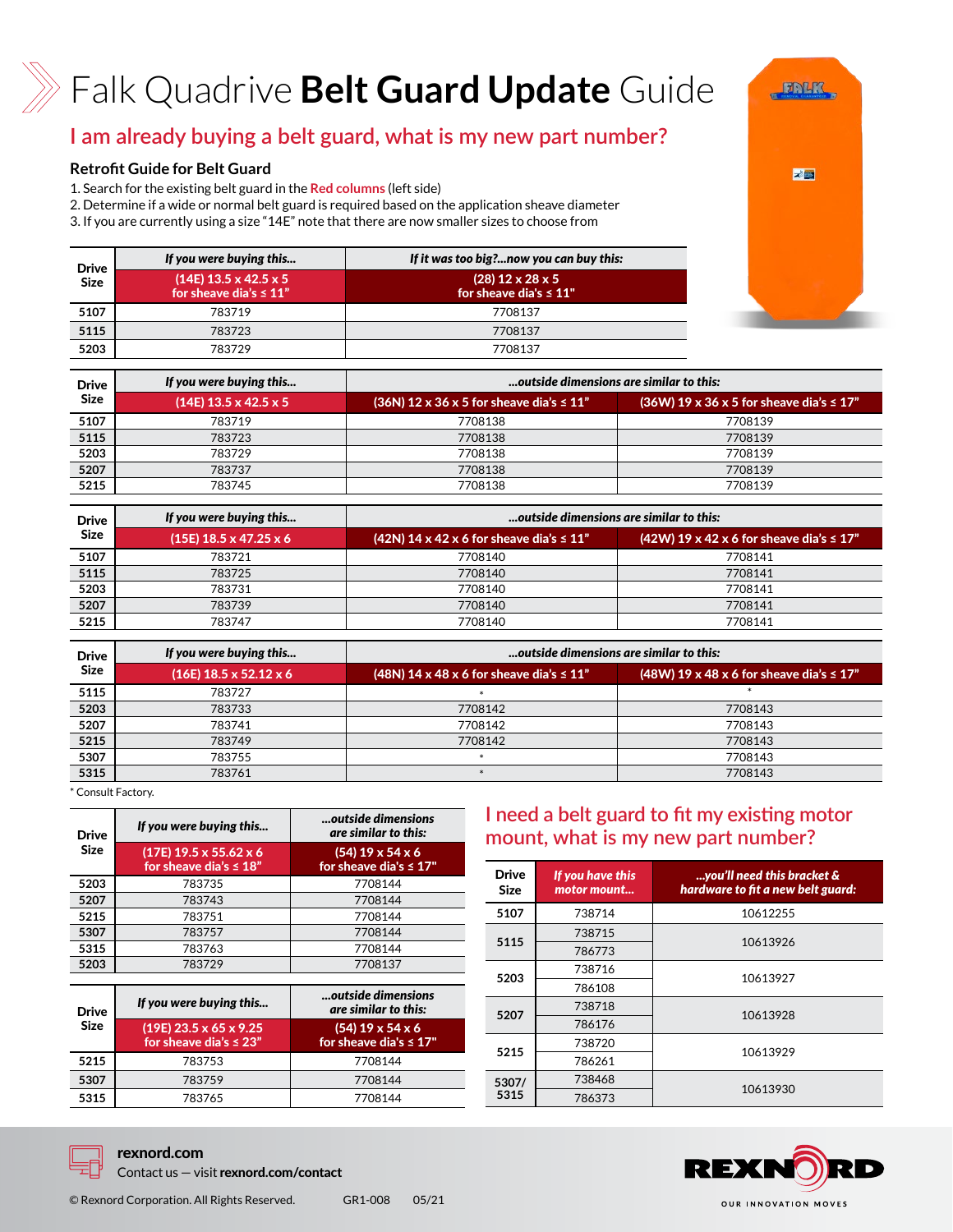# Falk Quadrive **Belt Guard Update** Guide

## I am already buying a belt guard, what is my new part number?

### Retrofit Guide for Belt Guard

1. Search for the existing belt guard in the **Red columns** (left side)
2. Determine if a wide or normal belt guard is required based on the application sheave diameter
3. If you are currently using a size "14E" note that there are now smaller sizes to choose from

| Drive Size | *If you were buying this...* | *If it was too big?...now you can buy this:* |
|---|---|---|
| | (14E) 13.5 x 42.5 x 5 for sheave dia's ≤ 11" | (28) 12 x 28 x 5 for sheave dia's ≤ 11" |
| 5107 | 783719 | 7708137 |
| 5115 | 783723 | 7708137 |
| 5203 | 783729 | 7708137 |

| Drive Size | *If you were buying this...* | *...outside dimensions are similar to this:* | |
|---|---|---|---|
| | (14E) 13.5 x 42.5 x 5 | (36N) 12 x 36 x 5 for sheave dia's ≤ 11" | (36W) 19 x 36 x 5 for sheave dia's ≤ 17" |
| 5107 | 783719 | 7708138 | 7708139 |
| 5115 | 783723 | 7708138 | 7708139 |
| 5203 | 783729 | 7708138 | 7708139 |
| 5207 | 783737 | 7708138 | 7708139 |
| 5215 | 783745 | 7708138 | 7708139 |

| Drive Size | *If you were buying this...* | *...outside dimensions are similar to this:* | |
|---|---|---|---|
| | (15E) 18.5 x 47.25 x 6 | (42N) 14 x 42 x 6 for sheave dia's ≤ 11" | (42W) 19 x 42 x 6 for sheave dia's ≤ 17" |
| 5107 | 783721 | 7708140 | 7708141 |
| 5115 | 783725 | 7708140 | 7708141 |
| 5203 | 783731 | 7708140 | 7708141 |
| 5207 | 783739 | 7708140 | 7708141 |
| 5215 | 783747 | 7708140 | 7708141 |

| Drive Size | *If you were buying this...* | *...outside dimensions are similar to this:* | |
|---|---|---|---|
| | (16E) 18.5 x 52.12 x 6 | (48N) 14 x 48 x 6 for sheave dia's ≤ 11" | (48W) 19 x 48 x 6 for sheave dia's ≤ 17" |
| 5115 | 783727 | * | * |
| 5203 | 783733 | 7708142 | 7708143 |
| 5207 | 783741 | 7708142 | 7708143 |
| 5215 | 783749 | 7708142 | 7708143 |
| 5307 | 783755 | * | 7708143 |
| 5315 | 783761 | * | 7708143 |

* Consult Factory.

| Drive Size | *If you were buying this...* | *...outside dimensions are similar to this:* |
|---|---|---|
| | (17E) 19.5 x 55.62 x 6 for sheave dia's ≤ 18" | (54) 19 x 54 x 6 for sheave dia's ≤ 17" |
| 5203 | 783735 | 7708144 |
| 5207 | 783743 | 7708144 |
| 5215 | 783751 | 7708144 |
| 5307 | 783757 | 7708144 |
| 5315 | 783763 | 7708144 |
| 5203 | 783729 | 7708137 |

| Drive Size | *If you were buying this...* | *...outside dimensions are similar to this:* |
|---|---|---|
| | (19E) 23.5 x 65 x 9.25 for sheave dia's ≤ 23" | (54) 19 x 54 x 6 for sheave dia's ≤ 17" |
| 5215 | 783753 | 7708144 |
| 5307 | 783759 | 7708144 |
| 5315 | 783765 | 7708144 |

## I need a belt guard to fit my existing motor mount, what is my new part number?

| Drive Size | *If you have this motor mount...* | *...you'll need this bracket & hardware to fit a new belt guard:* |
|---|---|---|
| 5107 | 738714 | 10612255 |
| 5115 | 738715 | 10613926 |
| | 786773 | |
| 5203 | 738716 | 10613927 |
| | 786108 | |
| 5207 | 738718 | 10613928 |
| | 786176 | |
| 5215 | 738720 | 10613929 |
| | 786261 | |
| 5307/5315 | 738468 | 10613930 |
| | 786373 | |

**rexnord.com**
Contact us — visit **rexnord.com/contact**

© Rexnord Corporation. All Rights Reserved. GR1-008 05/21

REXNORD OUR INNOVATION MOVES